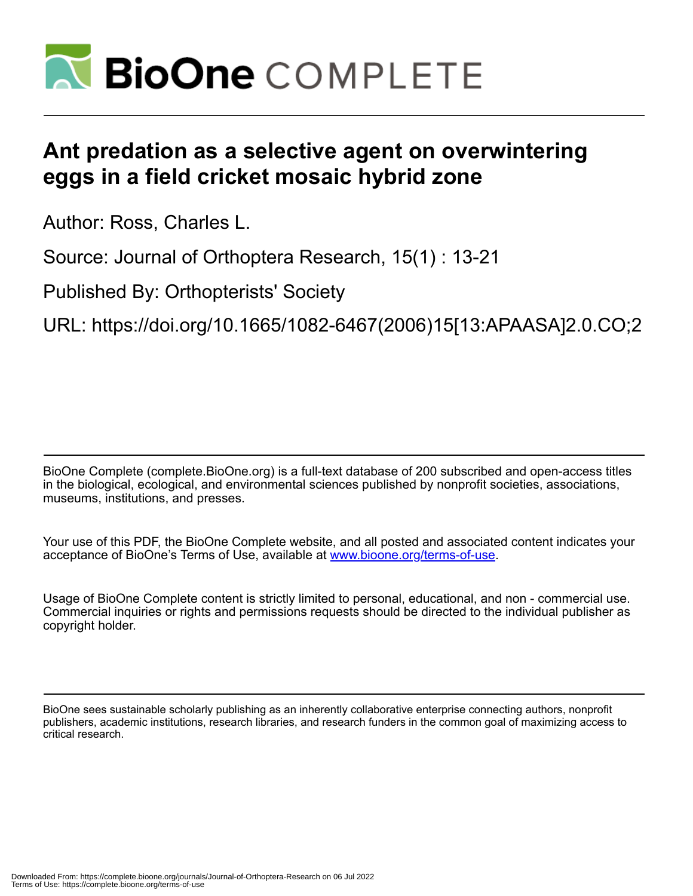# Ant predation as a selective agent on overwintering eggs in a field cricket mosaic hybrid zone

Author: Ross, Charles L.

Source: Journal of Orthoptera Research, 15(1) : 13-21

Published By: Orthopterists' Society

URL: https://doi.org/10.1665/1082-6467(2006)15[13:APAASA]2.0.CO;2

BioOne Complete (complete.BioOne.org) is a full-text database of 200 subscribed and open-access titles in the biological, ecological, and environmental sciences published by nonprofit societies, associations, museums, institutions, and presses.

Your use of this PDF, the BioOne Complete website, and all posted and associated content indicates your acceptance of BioOne's Terms of Use, available at www.bioone.org/terms-of-use.

Usage of BioOne Complete content is strictly limited to personal, educational, and non - commercial use. Commercial inquiries or rights and permissions requests should be directed to the individual publisher as copyright holder.

BioOne sees sustainable scholarly publishing as an inherently collaborative enterprise connecting authors, nonprofit publishers, academic institutions, research libraries, and research funders in the common goal of maximizing access to critical research.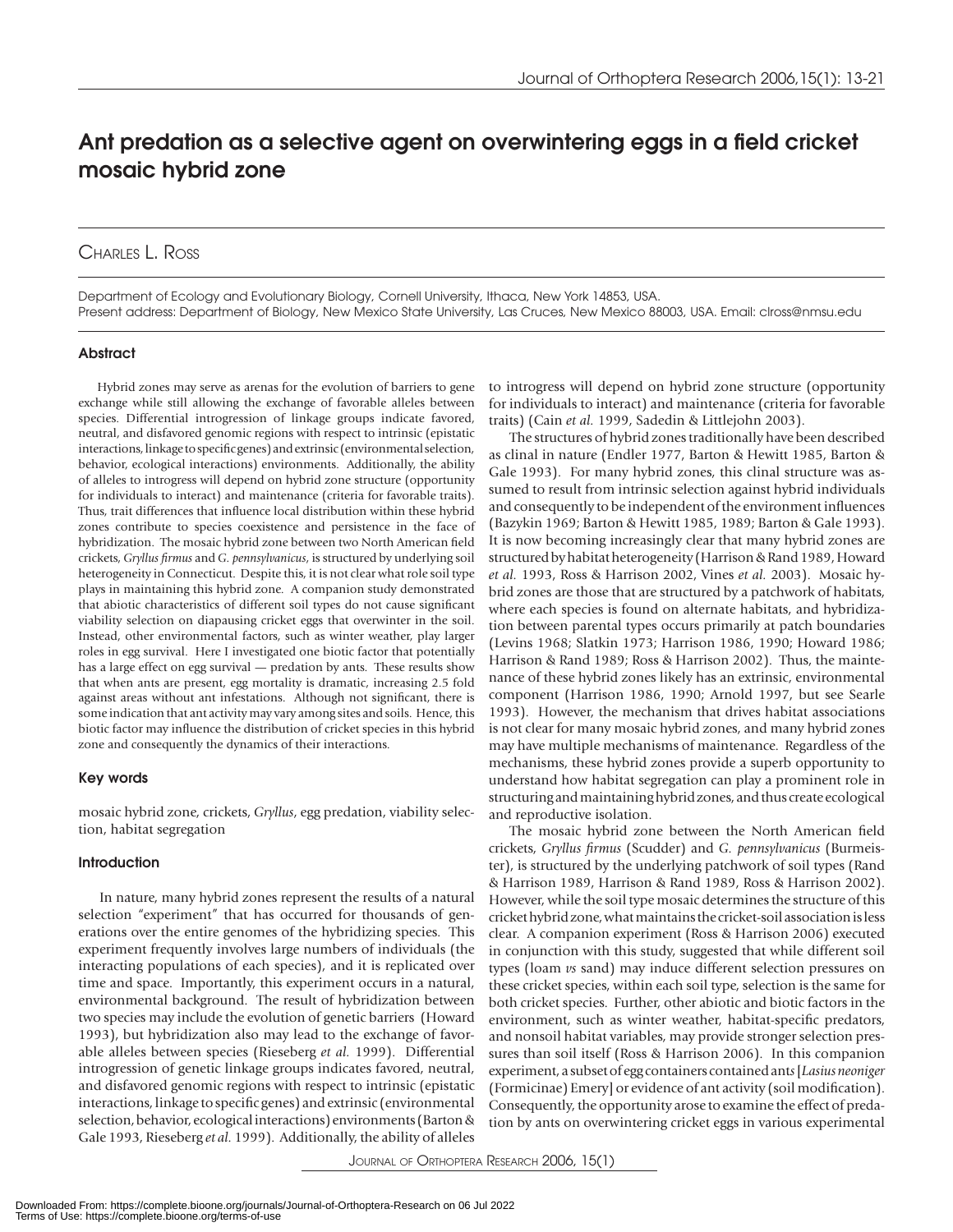# Ant predation as a selective agent on overwintering eggs in a field cricket mosaic hybrid zone

CHARLES L. ROSS

Department of Ecology and Evolutionary Biology, Cornell University, Ithaca, New York 14853, USA.
Present address: Department of Biology, New Mexico State University, Las Cruces, New Mexico 88003, USA. Email: clross@nmsu.edu

## Abstract

Hybrid zones may serve as arenas for the evolution of barriers to gene exchange while still allowing the exchange of favorable alleles between species. Differential introgression of linkage groups indicate favored, neutral, and disfavored genomic regions with respect to intrinsic (epistatic interactions, linkage to specific genes) and extrinsic (environmental selection, behavior, ecological interactions) environments. Additionally, the ability of alleles to introgress will depend on hybrid zone structure (opportunity for individuals to interact) and maintenance (criteria for favorable traits). Thus, trait differences that influence local distribution within these hybrid zones contribute to species coexistence and persistence in the face of hybridization. The mosaic hybrid zone between two North American field crickets, *Gryllus firmus* and *G. pennsylvanicus*, is structured by underlying soil heterogeneity in Connecticut. Despite this, it is not clear what role soil type plays in maintaining this hybrid zone. A companion study demonstrated that abiotic characteristics of different soil types do not cause significant viability selection on diapausing cricket eggs that overwinter in the soil. Instead, other environmental factors, such as winter weather, play larger roles in egg survival. Here I investigated one biotic factor that potentially has a large effect on egg survival — predation by ants. These results show that when ants are present, egg mortality is dramatic, increasing 2.5 fold against areas without ant infestations. Although not significant, there is some indication that ant activity may vary among sites and soils. Hence, this biotic factor may influence the distribution of cricket species in this hybrid zone and consequently the dynamics of their interactions.

## Key words

mosaic hybrid zone, crickets, *Gryllus*, egg predation, viability selection, habitat segregation

## Introduction

In nature, many hybrid zones represent the results of a natural selection "experiment" that has occurred for thousands of generations over the entire genomes of the hybridizing species. This experiment frequently involves large numbers of individuals (the interacting populations of each species), and it is replicated over time and space. Importantly, this experiment occurs in a natural, environmental background. The result of hybridization between two species may include the evolution of genetic barriers (Howard 1993), but hybridization also may lead to the exchange of favorable alleles between species (Rieseberg *et al.* 1999). Differential introgression of genetic linkage groups indicates favored, neutral, and disfavored genomic regions with respect to intrinsic (epistatic interactions, linkage to specific genes) and extrinsic (environmental selection, behavior, ecological interactions) environments (Barton & Gale 1993, Rieseberg *et al.* 1999). Additionally, the ability of alleles to introgress will depend on hybrid zone structure (opportunity for individuals to interact) and maintenance (criteria for favorable traits) (Cain *et al.* 1999, Sadedin & Littlejohn 2003).

The structures of hybrid zones traditionally have been described as clinal in nature (Endler 1977, Barton & Hewitt 1985, Barton & Gale 1993). For many hybrid zones, this clinal structure was assumed to result from intrinsic selection against hybrid individuals and consequently to be independent of the environment influences (Bazykin 1969; Barton & Hewitt 1985, 1989; Barton & Gale 1993). It is now becoming increasingly clear that many hybrid zones are structured by habitat heterogeneity (Harrison & Rand 1989, Howard *et al.* 1993, Ross & Harrison 2002, Vines *et al.* 2003). Mosaic hybrid zones are those that are structured by a patchwork of habitats, where each species is found on alternate habitats, and hybridization between parental types occurs primarily at patch boundaries (Levins 1968; Slatkin 1973; Harrison 1986, 1990; Howard 1986; Harrison & Rand 1989; Ross & Harrison 2002). Thus, the maintenance of these hybrid zones likely has an extrinsic, environmental component (Harrison 1986, 1990; Arnold 1997, but see Searle 1993). However, the mechanism that drives habitat associations is not clear for many mosaic hybrid zones, and many hybrid zones may have multiple mechanisms of maintenance. Regardless of the mechanisms, these hybrid zones provide a superb opportunity to understand how habitat segregation can play a prominent role in structuring and maintaining hybrid zones, and thus create ecological and reproductive isolation.

The mosaic hybrid zone between the North American field crickets, *Gryllus firmus* (Scudder) and *G. pennsylvanicus* (Burmeister), is structured by the underlying patchwork of soil types (Rand & Harrison 1989, Harrison & Rand 1989, Ross & Harrison 2002). However, while the soil type mosaic determines the structure of this cricket hybrid zone, what maintains the cricket-soil association is less clear. A companion experiment (Ross & Harrison 2006) executed in conjunction with this study, suggested that while different soil types (loam *vs* sand) may induce different selection pressures on these cricket species, within each soil type, selection is the same for both cricket species. Further, other abiotic and biotic factors in the environment, such as winter weather, habitat-specific predators, and nonsoil habitat variables, may provide stronger selection pressures than soil itself (Ross & Harrison 2006). In this companion experiment, a subset of egg containers contained ants [*Lasius neoniger* (Formicinae) Emery] or evidence of ant activity (soil modification). Consequently, the opportunity arose to examine the effect of predation by ants on overwintering cricket eggs in various experimental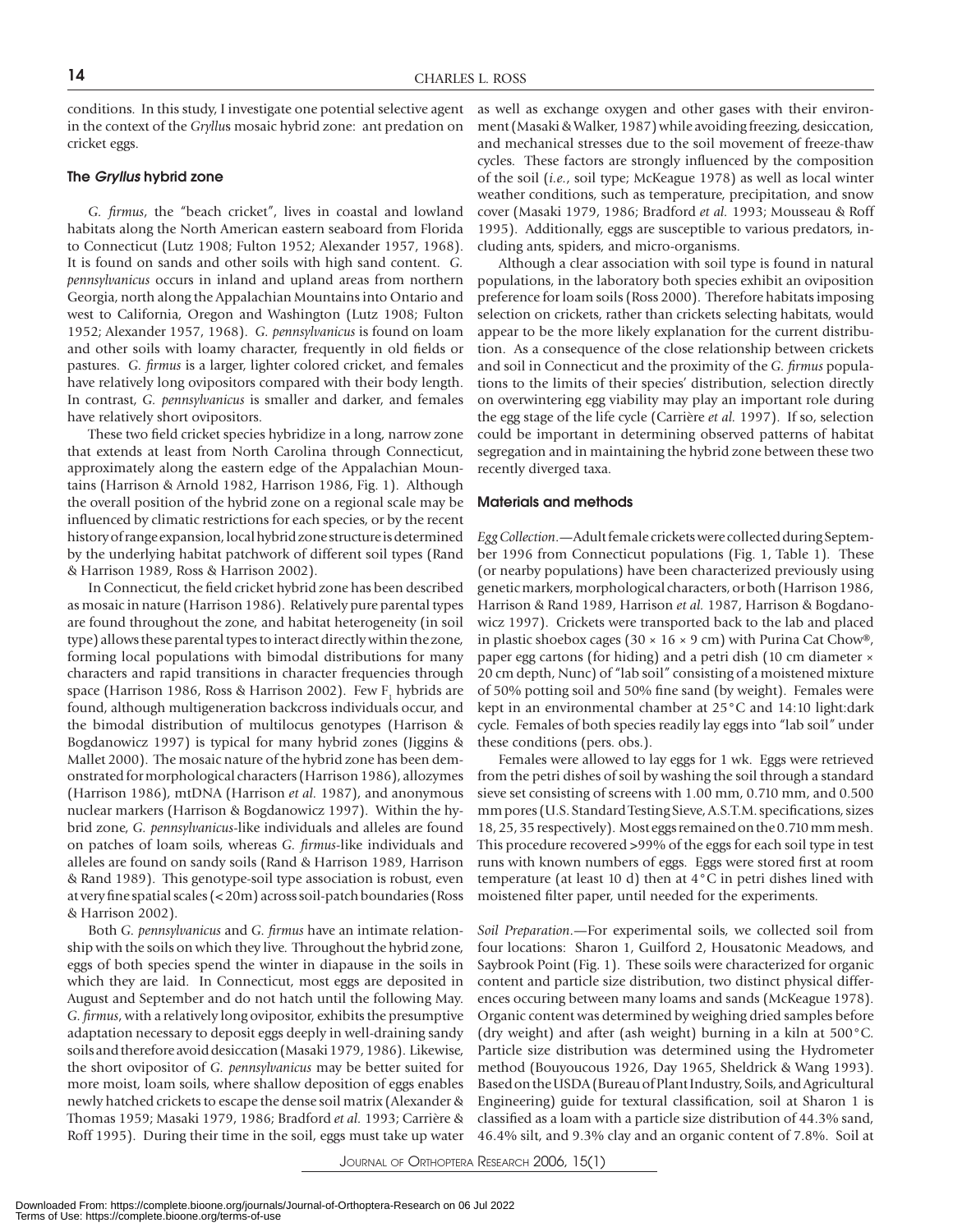conditions. In this study, I investigate one potential selective agent in the context of the *Gryllus* mosaic hybrid zone: ant predation on cricket eggs.

### The *Gryllus* hybrid zone

*G. firmus*, the "beach cricket", lives in coastal and lowland habitats along the North American eastern seaboard from Florida to Connecticut (Lutz 1908; Fulton 1952; Alexander 1957, 1968). It is found on sands and other soils with high sand content. *G. pennsylvanicus* occurs in inland and upland areas from northern Georgia, north along the Appalachian Mountains into Ontario and west to California, Oregon and Washington (Lutz 1908; Fulton 1952; Alexander 1957, 1968). *G. pennsylvanicus* is found on loam and other soils with loamy character, frequently in old fields or pastures. *G. firmus* is a larger, lighter colored cricket, and females have relatively long ovipositors compared with their body length. In contrast, *G. pennsylvanicus* is smaller and darker, and females have relatively short ovipositors.

These two field cricket species hybridize in a long, narrow zone that extends at least from North Carolina through Connecticut, approximately along the eastern edge of the Appalachian Mountains (Harrison & Arnold 1982, Harrison 1986, Fig. 1). Although the overall position of the hybrid zone on a regional scale may be influenced by climatic restrictions for each species, or by the recent history of range expansion, local hybrid zone structure is determined by the underlying habitat patchwork of different soil types (Rand & Harrison 1989, Ross & Harrison 2002).

In Connecticut, the field cricket hybrid zone has been described as mosaic in nature (Harrison 1986). Relatively pure parental types are found throughout the zone, and habitat heterogeneity (in soil type) allows these parental types to interact directly within the zone, forming local populations with bimodal distributions for many characters and rapid transitions in character frequencies through space (Harrison 1986, Ross & Harrison 2002). Few $F_1$ hybrids are found, although multigeneration backcross individuals occur, and the bimodal distribution of multilocus genotypes (Harrison & Bogdanowicz 1997) is typical for many hybrid zones (Jiggins & Mallet 2000). The mosaic nature of the hybrid zone has been demonstrated for morphological characters (Harrison 1986), allozymes (Harrison 1986), mtDNA (Harrison *et al.* 1987), and anonymous nuclear markers (Harrison & Bogdanowicz 1997). Within the hybrid zone, *G. pennsylvanicus*-like individuals and alleles are found on patches of loam soils, whereas *G. firmus*-like individuals and alleles are found on sandy soils (Rand & Harrison 1989, Harrison & Rand 1989). This genotype-soil type association is robust, even at very fine spatial scales (< 20m) across soil-patch boundaries (Ross & Harrison 2002).

Both *G. pennsylvanicus* and *G. firmus* have an intimate relationship with the soils on which they live. Throughout the hybrid zone, eggs of both species spend the winter in diapause in the soils in which they are laid. In Connecticut, most eggs are deposited in August and September and do not hatch until the following May. *G. firmus*, with a relatively long ovipositor, exhibits the presumptive adaptation necessary to deposit eggs deeply in well-draining sandy soils and therefore avoid desiccation (Masaki 1979, 1986). Likewise, the short ovipositor of *G. pennsylvanicus* may be better suited for more moist, loam soils, where shallow deposition of eggs enables newly hatched crickets to escape the dense soil matrix (Alexander & Thomas 1959; Masaki 1979, 1986; Bradford *et al.* 1993; Carrière & Roff 1995). During their time in the soil, eggs must take up water as well as exchange oxygen and other gases with their environment (Masaki & Walker, 1987) while avoiding freezing, desiccation, and mechanical stresses due to the soil movement of freeze-thaw cycles. These factors are strongly influenced by the composition of the soil (*i.e.*, soil type; McKeague 1978) as well as local winter weather conditions, such as temperature, precipitation, and snow cover (Masaki 1979, 1986; Bradford *et al.* 1993; Mousseau & Roff 1995). Additionally, eggs are susceptible to various predators, including ants, spiders, and micro-organisms.

Although a clear association with soil type is found in natural populations, in the laboratory both species exhibit an oviposition preference for loam soils (Ross 2000). Therefore habitats imposing selection on crickets, rather than crickets selecting habitats, would appear to be the more likely explanation for the current distribution. As a consequence of the close relationship between crickets and soil in Connecticut and the proximity of the *G. firmus* populations to the limits of their species' distribution, selection directly on overwintering egg viability may play an important role during the egg stage of the life cycle (Carrière *et al.* 1997). If so, selection could be important in determining observed patterns of habitat segregation and in maintaining the hybrid zone between these two recently diverged taxa.

### Materials and methods

*Egg Collection*.—Adult female crickets were collected during September 1996 from Connecticut populations (Fig. 1, Table 1). These (or nearby populations) have been characterized previously using genetic markers, morphological characters, or both (Harrison 1986, Harrison & Rand 1989, Harrison *et al.* 1987, Harrison & Bogdanowicz 1997). Crickets were transported back to the lab and placed in plastic shoebox cages (30 × 16 × 9 cm) with Purina Cat Chow®, paper egg cartons (for hiding) and a petri dish (10 cm diameter × 20 cm depth, Nunc) of "lab soil" consisting of a moistened mixture of 50% potting soil and 50% fine sand (by weight). Females were kept in an environmental chamber at 25°C and 14:10 light:dark cycle. Females of both species readily lay eggs into "lab soil" under these conditions (pers. obs.).

Females were allowed to lay eggs for 1 wk. Eggs were retrieved from the petri dishes of soil by washing the soil through a standard sieve set consisting of screens with 1.00 mm, 0.710 mm, and 0.500 mm pores (U.S. Standard Testing Sieve, A.S.T.M. specifications, sizes 18, 25, 35 respectively). Most eggs remained on the 0.710 mm mesh. This procedure recovered >99% of the eggs for each soil type in test runs with known numbers of eggs. Eggs were stored first at room temperature (at least 10 d) then at 4°C in petri dishes lined with moistened filter paper, until needed for the experiments.

*Soil Preparation*.—For experimental soils, we collected soil from four locations: Sharon 1, Guilford 2, Housatonic Meadows, and Saybrook Point (Fig. 1). These soils were characterized for organic content and particle size distribution, two distinct physical differences occuring between many loams and sands (McKeague 1978). Organic content was determined by weighing dried samples before (dry weight) and after (ash weight) burning in a kiln at 500°C. Particle size distribution was determined using the Hydrometer method (Bouyoucous 1926, Day 1965, Sheldrick & Wang 1993). Based on the USDA (Bureau of Plant Industry, Soils, and Agricultural Engineering) guide for textural classification, soil at Sharon 1 is classified as a loam with a particle size distribution of 44.3% sand, 46.4% silt, and 9.3% clay and an organic content of 7.8%. Soil at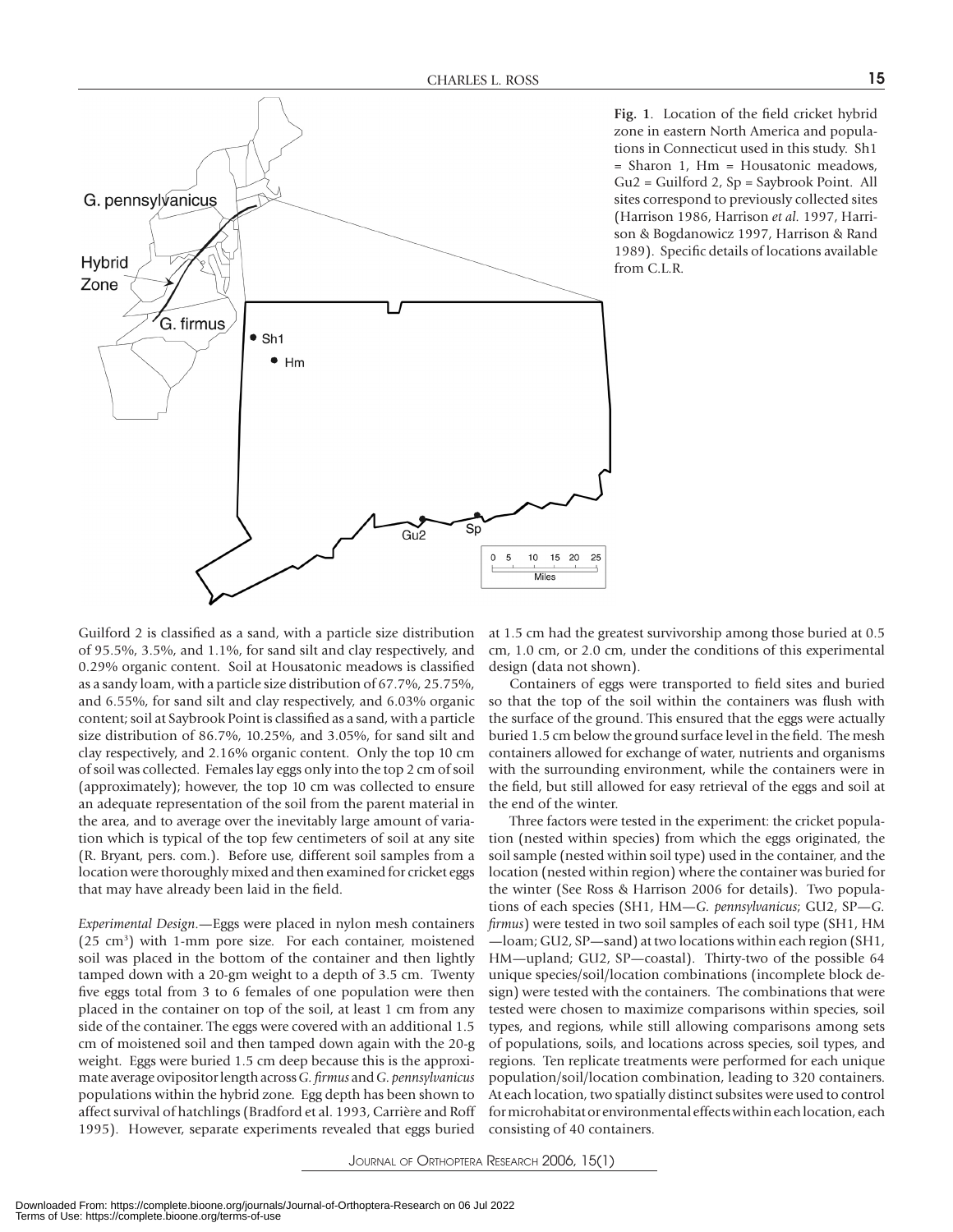**Fig. 1**. Location of the field cricket hybrid zone in eastern North America and populations in Connecticut used in this study. Sh1 = Sharon 1, Hm = Housatonic meadows, Gu2 = Guilford 2, Sp = Saybrook Point. All sites correspond to previously collected sites (Harrison 1986, Harrison *et al.* 1997, Harrison & Bogdanowicz 1997, Harrison & Rand 1989). Specific details of locations available from C.L.R.

Guilford 2 is classified as a sand, with a particle size distribution of 95.5%, 3.5%, and 1.1%, for sand silt and clay respectively, and 0.29% organic content. Soil at Housatonic meadows is classified as a sandy loam, with a particle size distribution of 67.7%, 25.75%, and 6.55%, for sand silt and clay respectively, and 6.03% organic content; soil at Saybrook Point is classified as a sand, with a particle size distribution of 86.7%, 10.25%, and 3.05%, for sand silt and clay respectively, and 2.16% organic content. Only the top 10 cm of soil was collected. Females lay eggs only into the top 2 cm of soil (approximately); however, the top 10 cm was collected to ensure an adequate representation of the soil from the parent material in the area, and to average over the inevitably large amount of variation which is typical of the top few centimeters of soil at any site (R. Bryant, pers. com.). Before use, different soil samples from a location were thoroughly mixed and then examined for cricket eggs that may have already been laid in the field.

*Experimental Design*.—Eggs were placed in nylon mesh containers (25 cm$^3$) with 1-mm pore size. For each container, moistened soil was placed in the bottom of the container and then lightly tamped down with a 20-gm weight to a depth of 3.5 cm. Twenty five eggs total from 3 to 6 females of one population were then placed in the container on top of the soil, at least 1 cm from any side of the container. The eggs were covered with an additional 1.5 cm of moistened soil and then tamped down again with the 20-g weight. Eggs were buried 1.5 cm deep because this is the approximate average ovipositor length across *G. firmus* and *G. pennsylvanicus* populations within the hybrid zone. Egg depth has been shown to affect survival of hatchlings (Bradford et al. 1993, Carrière and Roff 1995). However, separate experiments revealed that eggs buried at 1.5 cm had the greatest survivorship among those buried at 0.5 cm, 1.0 cm, or 2.0 cm, under the conditions of this experimental design (data not shown).

Containers of eggs were transported to field sites and buried so that the top of the soil within the containers was flush with the surface of the ground. This ensured that the eggs were actually buried 1.5 cm below the ground surface level in the field. The mesh containers allowed for exchange of water, nutrients and organisms with the surrounding environment, while the containers were in the field, but still allowed for easy retrieval of the eggs and soil at the end of the winter.

Three factors were tested in the experiment: the cricket population (nested within species) from which the eggs originated, the soil sample (nested within soil type) used in the container, and the location (nested within region) where the container was buried for the winter (See Ross & Harrison 2006 for details). Two populations of each species (SH1, HM—*G. pennsylvanicus*; GU2, SP—*G. firmus*) were tested in two soil samples of each soil type (SH1, HM—loam; GU2, SP—sand) at two locations within each region (SH1, HM—upland; GU2, SP—coastal). Thirty-two of the possible 64 unique species/soil/location combinations (incomplete block design) were tested with the containers. The combinations that were tested were chosen to maximize comparisons within species, soil types, and regions, while still allowing comparisons among sets of populations, soils, and locations across species, soil types, and regions. Ten replicate treatments were performed for each unique population/soil/location combination, leading to 320 containers. At each location, two spatially distinct subsites were used to control for microhabitat or environmental effects within each location, each consisting of 40 containers.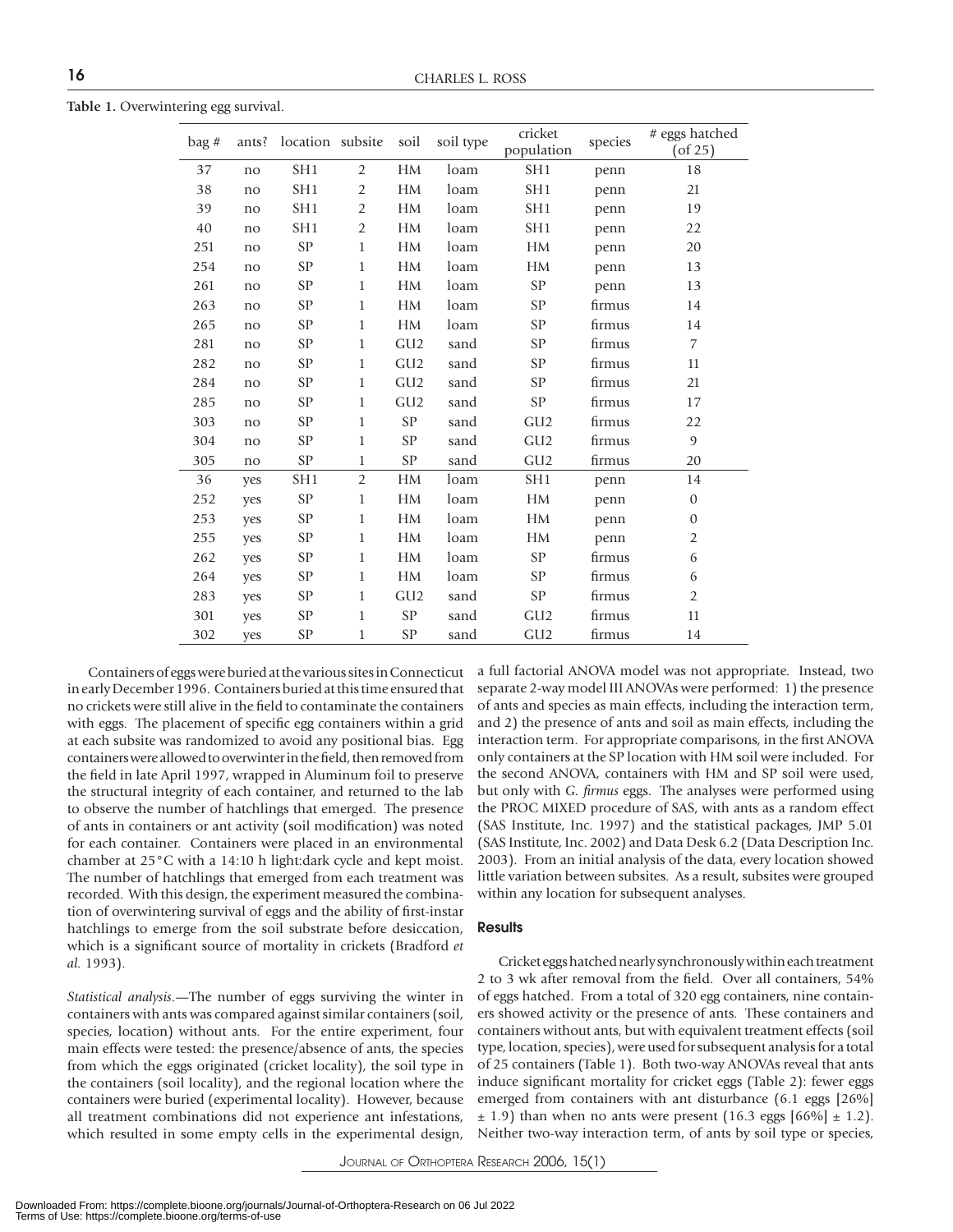**Table 1.** Overwintering egg survival.

| bag # | ants? | location | subsite | soil | soil type | cricket population | species | # eggs hatched (of 25) |
|---|---|---|---|---|---|---|---|---|
| 37 | no | SH1 | 2 | HM | loam | SH1 | penn | 18 |
| 38 | no | SH1 | 2 | HM | loam | SH1 | penn | 21 |
| 39 | no | SH1 | 2 | HM | loam | SH1 | penn | 19 |
| 40 | no | SH1 | 2 | HM | loam | SH1 | penn | 22 |
| 251 | no | SP | 1 | HM | loam | HM | penn | 20 |
| 254 | no | SP | 1 | HM | loam | HM | penn | 13 |
| 261 | no | SP | 1 | HM | loam | SP | penn | 13 |
| 263 | no | SP | 1 | HM | loam | SP | firmus | 14 |
| 265 | no | SP | 1 | HM | loam | SP | firmus | 14 |
| 281 | no | SP | 1 | GU2 | sand | SP | firmus | 7 |
| 282 | no | SP | 1 | GU2 | sand | SP | firmus | 11 |
| 284 | no | SP | 1 | GU2 | sand | SP | firmus | 21 |
| 285 | no | SP | 1 | GU2 | sand | SP | firmus | 17 |
| 303 | no | SP | 1 | SP | sand | GU2 | firmus | 22 |
| 304 | no | SP | 1 | SP | sand | GU2 | firmus | 9 |
| 305 | no | SP | 1 | SP | sand | GU2 | firmus | 20 |
| 36 | yes | SH1 | 2 | HM | loam | SH1 | penn | 14 |
| 252 | yes | SP | 1 | HM | loam | HM | penn | 0 |
| 253 | yes | SP | 1 | HM | loam | HM | penn | 0 |
| 255 | yes | SP | 1 | HM | loam | HM | penn | 2 |
| 262 | yes | SP | 1 | HM | loam | SP | firmus | 6 |
| 264 | yes | SP | 1 | HM | loam | SP | firmus | 6 |
| 283 | yes | SP | 1 | GU2 | sand | SP | firmus | 2 |
| 301 | yes | SP | 1 | SP | sand | GU2 | firmus | 11 |
| 302 | yes | SP | 1 | SP | sand | GU2 | firmus | 14 |

Containers of eggs were buried at the various sites in Connecticut in early December 1996. Containers buried at this time ensured that no crickets were still alive in the field to contaminate the containers with eggs. The placement of specific egg containers within a grid at each subsite was randomized to avoid any positional bias. Egg containers were allowed to overwinter in the field, then removed from the field in late April 1997, wrapped in Aluminum foil to preserve the structural integrity of each container, and returned to the lab to observe the number of hatchlings that emerged. The presence of ants in containers or ant activity (soil modification) was noted for each container. Containers were placed in an environmental chamber at 25°C with a 14:10 h light:dark cycle and kept moist. The number of hatchlings that emerged from each treatment was recorded. With this design, the experiment measured the combination of overwintering survival of eggs and the ability of first-instar hatchlings to emerge from the soil substrate before desiccation, which is a significant source of mortality in crickets (Bradford *et al.* 1993).

*Statistical analysis*.—The number of eggs surviving the winter in containers with ants was compared against similar containers (soil, species, location) without ants. For the entire experiment, four main effects were tested: the presence/absence of ants, the species from which the eggs originated (cricket locality), the soil type in the containers (soil locality), and the regional location where the containers were buried (experimental locality). However, because all treatment combinations did not experience ant infestations, which resulted in some empty cells in the experimental design, a full factorial ANOVA model was not appropriate. Instead, two separate 2-way model III ANOVAs were performed: 1) the presence of ants and species as main effects, including the interaction term, and 2) the presence of ants and soil as main effects, including the interaction term. For appropriate comparisons, in the first ANOVA only containers at the SP location with HM soil were included. For the second ANOVA, containers with HM and SP soil were used, but only with *G. firmus* eggs. The analyses were performed using the PROC MIXED procedure of SAS, with ants as a random effect (SAS Institute, Inc. 1997) and the statistical packages, JMP 5.01 (SAS Institute, Inc. 2002) and Data Desk 6.2 (Data Description Inc. 2003). From an initial analysis of the data, every location showed little variation between subsites. As a result, subsites were grouped within any location for subsequent analyses.

## Results

Cricket eggs hatched nearly synchronously within each treatment 2 to 3 wk after removal from the field. Over all containers, 54% of eggs hatched. From a total of 320 egg containers, nine containers showed activity or the presence of ants. These containers and containers without ants, but with equivalent treatment effects (soil type, location, species), were used for subsequent analysis for a total of 25 containers (Table 1). Both two-way ANOVAs reveal that ants induce significant mortality for cricket eggs (Table 2): fewer eggs emerged from containers with ant disturbance (6.1 eggs [26%] $\pm$ 1.9) than when no ants were present (16.3 eggs [66%] $\pm$ 1.2). Neither two-way interaction term, of ants by soil type or species,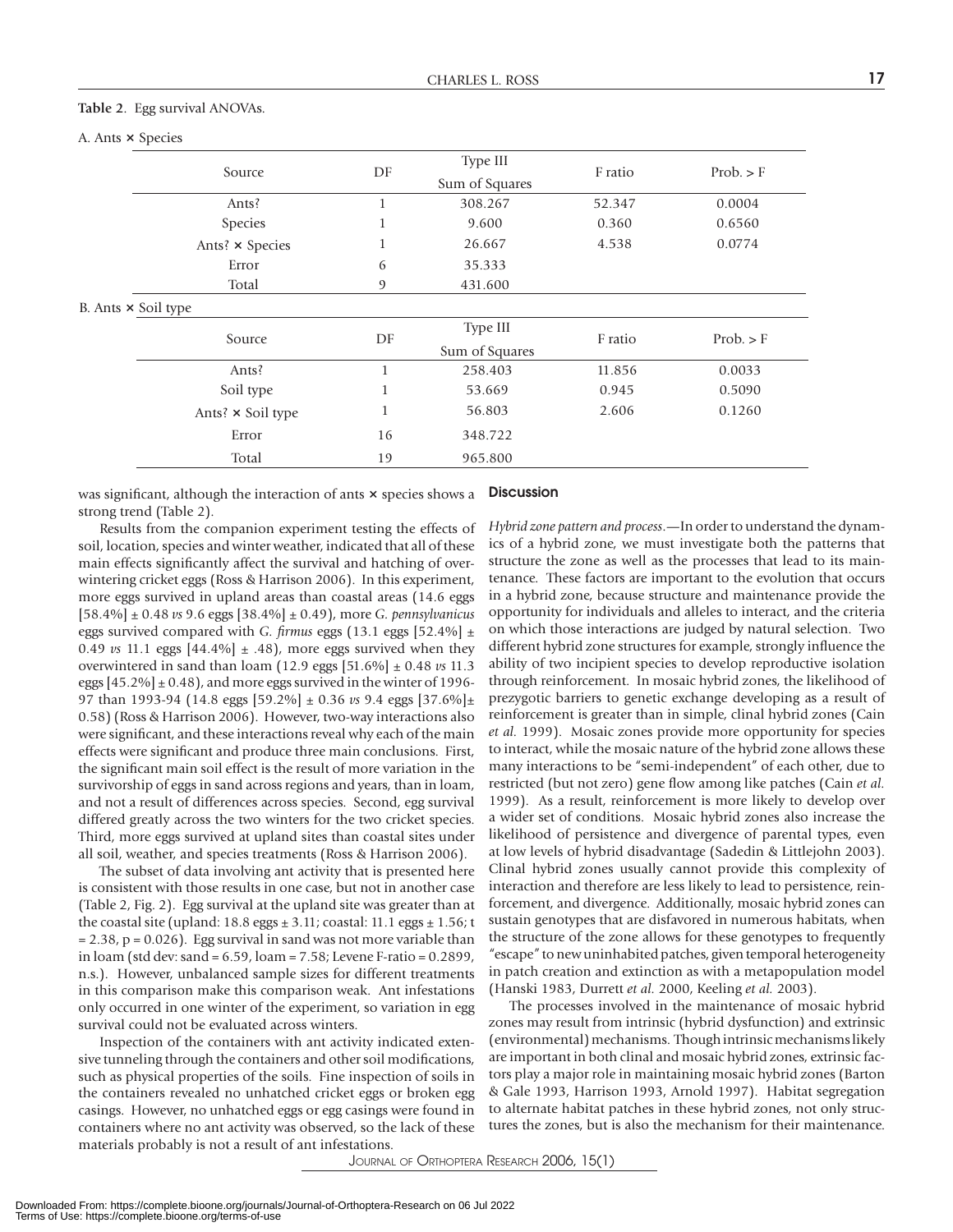**Table 2**. Egg survival ANOVAs.

A. Ants × Species

| Source | DF | Type III Sum of Squares | F ratio | Prob. > F |
|---|---|---|---|---|
| Ants? | 1 | 308.267 | 52.347 | 0.0004 |
| Species | 1 | 9.600 | 0.360 | 0.6560 |
| Ants? × Species | 1 | 26.667 | 4.538 | 0.0774 |
| Error | 6 | 35.333 | | |
| Total | 9 | 431.600 | | |

B. Ants × Soil type

| Source | DF | Type III Sum of Squares | F ratio | Prob. > F |
|---|---|---|---|---|
| Ants? | 1 | 258.403 | 11.856 | 0.0033 |
| Soil type | 1 | 53.669 | 0.945 | 0.5090 |
| Ants? × Soil type | 1 | 56.803 | 2.606 | 0.1260 |
| Error | 16 | 348.722 | | |
| Total | 19 | 965.800 | | |

was significant, although the interaction of ants × species shows a strong trend (Table 2).

Results from the companion experiment testing the effects of soil, location, species and winter weather, indicated that all of these main effects significantly affect the survival and hatching of overwintering cricket eggs (Ross & Harrison 2006). In this experiment, more eggs survived in upland areas than coastal areas (14.6 eggs [58.4%] ± 0.48 *vs* 9.6 eggs [38.4%] ± 0.49), more *G. pennsylvanicus* eggs survived compared with *G. firmus* eggs (13.1 eggs [52.4%] ± 0.49 *vs* 11.1 eggs [44.4%] ± .48), more eggs survived when they overwintered in sand than loam (12.9 eggs [51.6%] ± 0.48 *vs* 11.3 eggs [45.2%] ± 0.48), and more eggs survived in the winter of 1996-97 than 1993-94 (14.8 eggs [59.2%] ± 0.36 *vs* 9.4 eggs [37.6%]± 0.58) (Ross & Harrison 2006). However, two-way interactions also were significant, and these interactions reveal why each of the main effects were significant and produce three main conclusions. First, the significant main soil effect is the result of more variation in the survivorship of eggs in sand across regions and years, than in loam, and not a result of differences across species. Second, egg survival differed greatly across the two winters for the two cricket species. Third, more eggs survived at upland sites than coastal sites under all soil, weather, and species treatments (Ross & Harrison 2006).

The subset of data involving ant activity that is presented here is consistent with those results in one case, but not in another case (Table 2, Fig. 2). Egg survival at the upland site was greater than at the coastal site (upland: 18.8 eggs ± 3.11; coastal: 11.1 eggs ± 1.56; $t = 2.38$, $p = 0.026$). Egg survival in sand was not more variable than in loam (std dev: sand = 6.59, loam = 7.58; Levene F-ratio = 0.2899, n.s.). However, unbalanced sample sizes for different treatments in this comparison make this comparison weak. Ant infestations only occurred in one winter of the experiment, so variation in egg survival could not be evaluated across winters.

Inspection of the containers with ant activity indicated extensive tunneling through the containers and other soil modifications, such as physical properties of the soils. Fine inspection of soils in the containers revealed no unhatched cricket eggs or broken egg casings. However, no unhatched eggs or egg casings were found in containers where no ant activity was observed, so the lack of these materials probably is not a result of ant infestations.

## Discussion

*Hybrid zone pattern and process*.—In order to understand the dynamics of a hybrid zone, we must investigate both the patterns that structure the zone as well as the processes that lead to its maintenance. These factors are important to the evolution that occurs in a hybrid zone, because structure and maintenance provide the opportunity for individuals and alleles to interact, and the criteria on which those interactions are judged by natural selection. Two different hybrid zone structures for example, strongly influence the ability of two incipient species to develop reproductive isolation through reinforcement. In mosaic hybrid zones, the likelihood of prezygotic barriers to genetic exchange developing as a result of reinforcement is greater than in simple, clinal hybrid zones (Cain *et al.* 1999). Mosaic zones provide more opportunity for species to interact, while the mosaic nature of the hybrid zone allows these many interactions to be "semi-independent" of each other, due to restricted (but not zero) gene flow among like patches (Cain *et al.* 1999). As a result, reinforcement is more likely to develop over a wider set of conditions. Mosaic hybrid zones also increase the likelihood of persistence and divergence of parental types, even at low levels of hybrid disadvantage (Sadedin & Littlejohn 2003). Clinal hybrid zones usually cannot provide this complexity of interaction and therefore are less likely to lead to persistence, reinforcement, and divergence. Additionally, mosaic hybrid zones can sustain genotypes that are disfavored in numerous habitats, when the structure of the zone allows for these genotypes to frequently "escape" to new uninhabited patches, given temporal heterogeneity in patch creation and extinction as with a metapopulation model (Hanski 1983, Durrett *et al.* 2000, Keeling *et al.* 2003).

The processes involved in the maintenance of mosaic hybrid zones may result from intrinsic (hybrid dysfunction) and extrinsic (environmental) mechanisms. Though intrinsic mechanisms likely are important in both clinal and mosaic hybrid zones, extrinsic factors play a major role in maintaining mosaic hybrid zones (Barton & Gale 1993, Harrison 1993, Arnold 1997). Habitat segregation to alternate habitat patches in these hybrid zones, not only structures the zones, but is also the mechanism for their maintenance.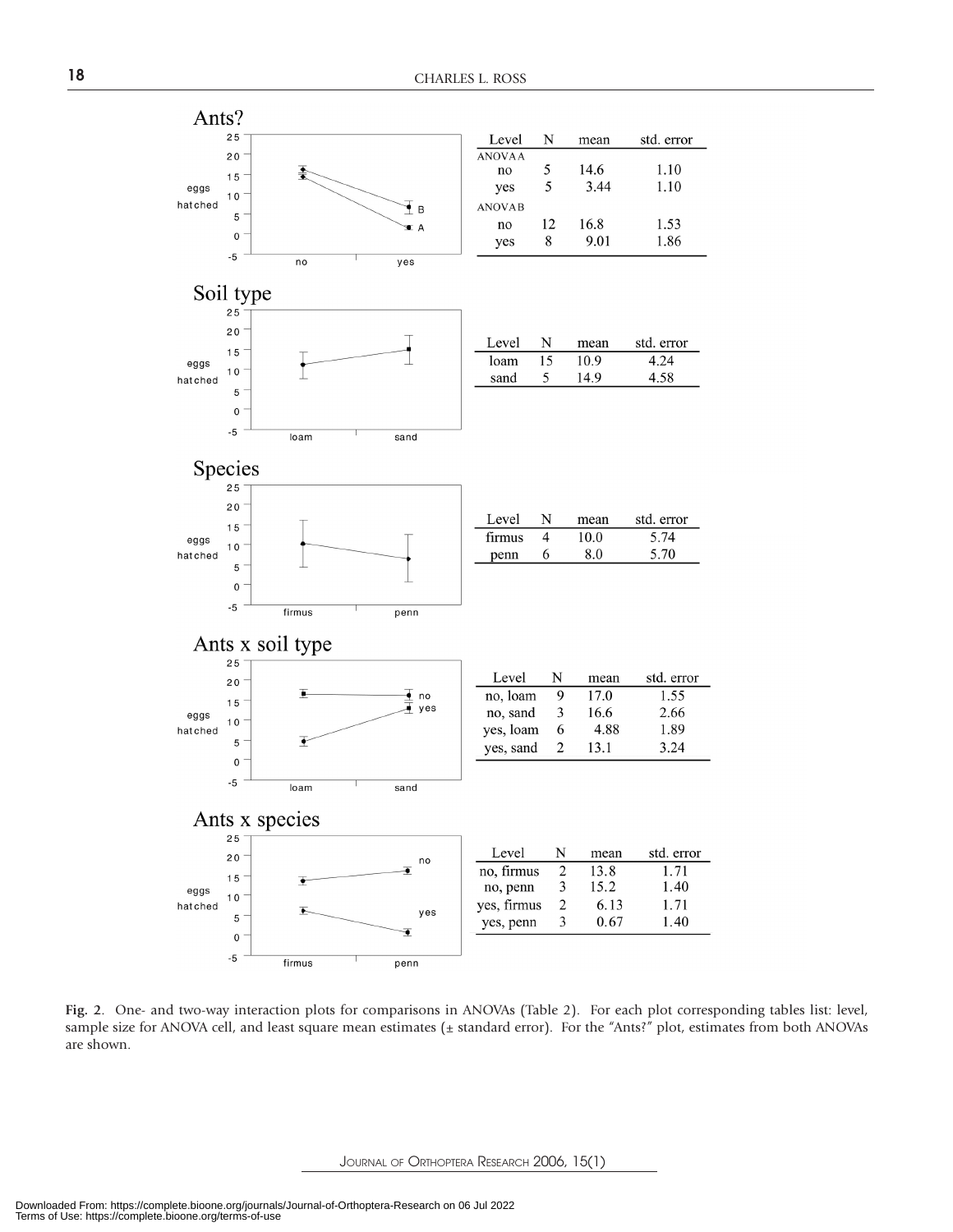## Ants?

| Level | N | mean | std. error |
|---|---|---|---|
| ANOVA A | | | |
| no | 5 | 14.6 | 1.10 |
| yes | 5 | 3.44 | 1.10 |
| ANOVA B | | | |
| no | 12 | 16.8 | 1.53 |
| yes | 8 | 9.01 | 1.86 |

## Soil type

| Level | N | mean | std. error |
|---|---|---|---|
| loam | 15 | 10.9 | 4.24 |
| sand | 5 | 14.9 | 4.58 |

## Species

| Level | N | mean | std. error |
|---|---|---|---|
| firmus | 4 | 10.0 | 5.74 |
| penn | 6 | 8.0 | 5.70 |

## Ants x soil type

| Level | N | mean | std. error |
|---|---|---|---|
| no, loam | 9 | 17.0 | 1.55 |
| no, sand | 3 | 16.6 | 2.66 |
| yes, loam | 6 | 4.88 | 1.89 |
| yes, sand | 2 | 13.1 | 3.24 |

## Ants x species

| Level | N | mean | std. error |
|---|---|---|---|
| no, firmus | 2 | 13.8 | 1.71 |
| no, penn | 3 | 15.2 | 1.40 |
| yes, firmus | 2 | 6.13 | 1.71 |
| yes, penn | 3 | 0.67 | 1.40 |

**Fig. 2**. One- and two-way interaction plots for comparisons in ANOVAs (Table 2). For each plot corresponding tables list: level, sample size for ANOVA cell, and least square mean estimates (± standard error). For the "Ants?" plot, estimates from both ANOVAs are shown.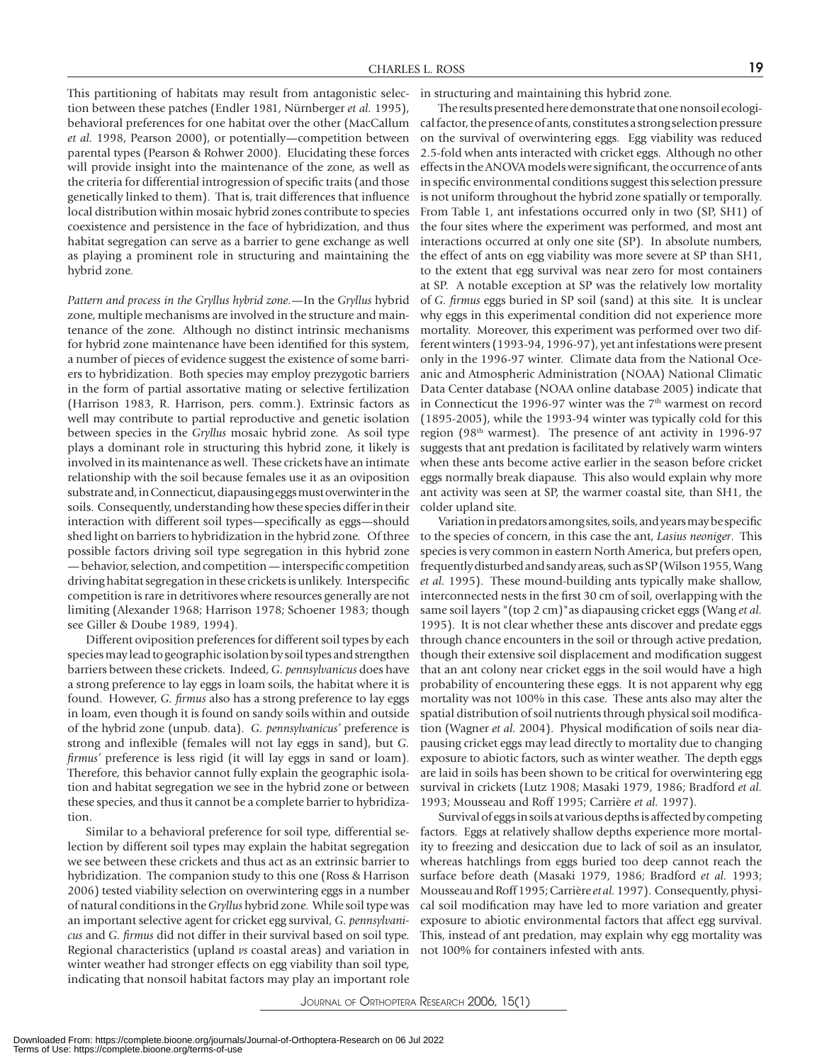This partitioning of habitats may result from antagonistic selection between these patches (Endler 1981, Nürnberger *et al.* 1995), behavioral preferences for one habitat over the other (MacCallum *et al.* 1998, Pearson 2000), or potentially—competition between parental types (Pearson & Rohwer 2000). Elucidating these forces will provide insight into the maintenance of the zone, as well as the criteria for differential introgression of specific traits (and those genetically linked to them). That is, trait differences that influence local distribution within mosaic hybrid zones contribute to species coexistence and persistence in the face of hybridization, and thus habitat segregation can serve as a barrier to gene exchange as well as playing a prominent role in structuring and maintaining the hybrid zone.

*Pattern and process in the Gryllus hybrid zone.*—In the *Gryllus* hybrid zone, multiple mechanisms are involved in the structure and maintenance of the zone. Although no distinct intrinsic mechanisms for hybrid zone maintenance have been identified for this system, a number of pieces of evidence suggest the existence of some barriers to hybridization. Both species may employ prezygotic barriers in the form of partial assortative mating or selective fertilization (Harrison 1983, R. Harrison, pers. comm.). Extrinsic factors as well may contribute to partial reproductive and genetic isolation between species in the *Gryllus* mosaic hybrid zone. As soil type plays a dominant role in structuring this hybrid zone, it likely is involved in its maintenance as well. These crickets have an intimate relationship with the soil because females use it as an oviposition substrate and, in Connecticut, diapausing eggs must overwinter in the soils. Consequently, understanding how these species differ in their interaction with different soil types—specifically as eggs—should shed light on barriers to hybridization in the hybrid zone. Of three possible factors driving soil type segregation in this hybrid zone — behavior, selection, and competition — interspecific competition driving habitat segregation in these crickets is unlikely. Interspecific competition is rare in detritivores where resources generally are not limiting (Alexander 1968; Harrison 1978; Schoener 1983; though see Giller & Doube 1989, 1994).

Different oviposition preferences for different soil types by each species may lead to geographic isolation by soil types and strengthen barriers between these crickets. Indeed, *G. pennsylvanicus* does have a strong preference to lay eggs in loam soils, the habitat where it is found. However, *G. firmus* also has a strong preference to lay eggs in loam, even though it is found on sandy soils within and outside of the hybrid zone (unpub. data). *G. pennsylvanicus'* preference is strong and inflexible (females will not lay eggs in sand), but *G. firmus'* preference is less rigid (it will lay eggs in sand or loam). Therefore, this behavior cannot fully explain the geographic isolation and habitat segregation we see in the hybrid zone or between these species, and thus it cannot be a complete barrier to hybridization.

Similar to a behavioral preference for soil type, differential selection by different soil types may explain the habitat segregation we see between these crickets and thus act as an extrinsic barrier to hybridization. The companion study to this one (Ross & Harrison 2006) tested viability selection on overwintering eggs in a number of natural conditions in the *Gryllus* hybrid zone. While soil type was an important selective agent for cricket egg survival, *G. pennsylvanicus* and *G. firmus* did not differ in their survival based on soil type. Regional characteristics (upland *vs* coastal areas) and variation in winter weather had stronger effects on egg viability than soil type, indicating that nonsoil habitat factors may play an important role in structuring and maintaining this hybrid zone.

The results presented here demonstrate that one nonsoil ecological factor, the presence of ants, constitutes a strong selection pressure on the survival of overwintering eggs. Egg viability was reduced 2.5-fold when ants interacted with cricket eggs. Although no other effects in the ANOVA models were significant, the occurrence of ants in specific environmental conditions suggest this selection pressure is not uniform throughout the hybrid zone spatially or temporally. From Table 1, ant infestations occurred only in two (SP, SH1) of the four sites where the experiment was performed, and most ant interactions occurred at only one site (SP). In absolute numbers, the effect of ants on egg viability was more severe at SP than SH1, to the extent that egg survival was near zero for most containers at SP. A notable exception at SP was the relatively low mortality of *G. firmus* eggs buried in SP soil (sand) at this site. It is unclear why eggs in this experimental condition did not experience more mortality. Moreover, this experiment was performed over two different winters (1993-94, 1996-97), yet ant infestations were present only in the 1996-97 winter. Climate data from the National Oceanic and Atmospheric Administration (NOAA) National Climatic Data Center database (NOAA online database 2005) indicate that in Connecticut the 1996-97 winter was the 7th warmest on record (1895-2005), while the 1993-94 winter was typically cold for this region (98th warmest). The presence of ant activity in 1996-97 suggests that ant predation is facilitated by relatively warm winters when these ants become active earlier in the season before cricket eggs normally break diapause. This also would explain why more ant activity was seen at SP, the warmer coastal site, than SH1, the colder upland site.

Variation in predators among sites, soils, and years may be specific to the species of concern, in this case the ant, *Lasius neoniger*. This species is very common in eastern North America, but prefers open, frequently disturbed and sandy areas, such as SP (Wilson 1955, Wang *et al.* 1995). These mound-building ants typically make shallow, interconnected nests in the first 30 cm of soil, overlapping with the same soil layers "(top 2 cm)" as diapausing cricket eggs (Wang *et al.* 1995). It is not clear whether these ants discover and predate eggs through chance encounters in the soil or through active predation, though their extensive soil displacement and modification suggest that an ant colony near cricket eggs in the soil would have a high probability of encountering these eggs. It is not apparent why egg mortality was not 100% in this case. These ants also may alter the spatial distribution of soil nutrients through physical soil modification (Wagner *et al.* 2004). Physical modification of soils near diapausing cricket eggs may lead directly to mortality due to changing exposure to abiotic factors, such as winter weather. The depth eggs are laid in soils has been shown to be critical for overwintering egg survival in crickets (Lutz 1908; Masaki 1979, 1986; Bradford *et al.* 1993; Mousseau and Roff 1995; Carrière *et al.* 1997).

Survival of eggs in soils at various depths is affected by competing factors. Eggs at relatively shallow depths experience more mortality to freezing and desiccation due to lack of soil as an insulator, whereas hatchlings from eggs buried too deep cannot reach the surface before death (Masaki 1979, 1986; Bradford *et al.* 1993; Mousseau and Roff 1995; Carrière *et al.* 1997). Consequently, physical soil modification may have led to more variation and greater exposure to abiotic environmental factors that affect egg survival. This, instead of ant predation, may explain why egg mortality was not 100% for containers infested with ants.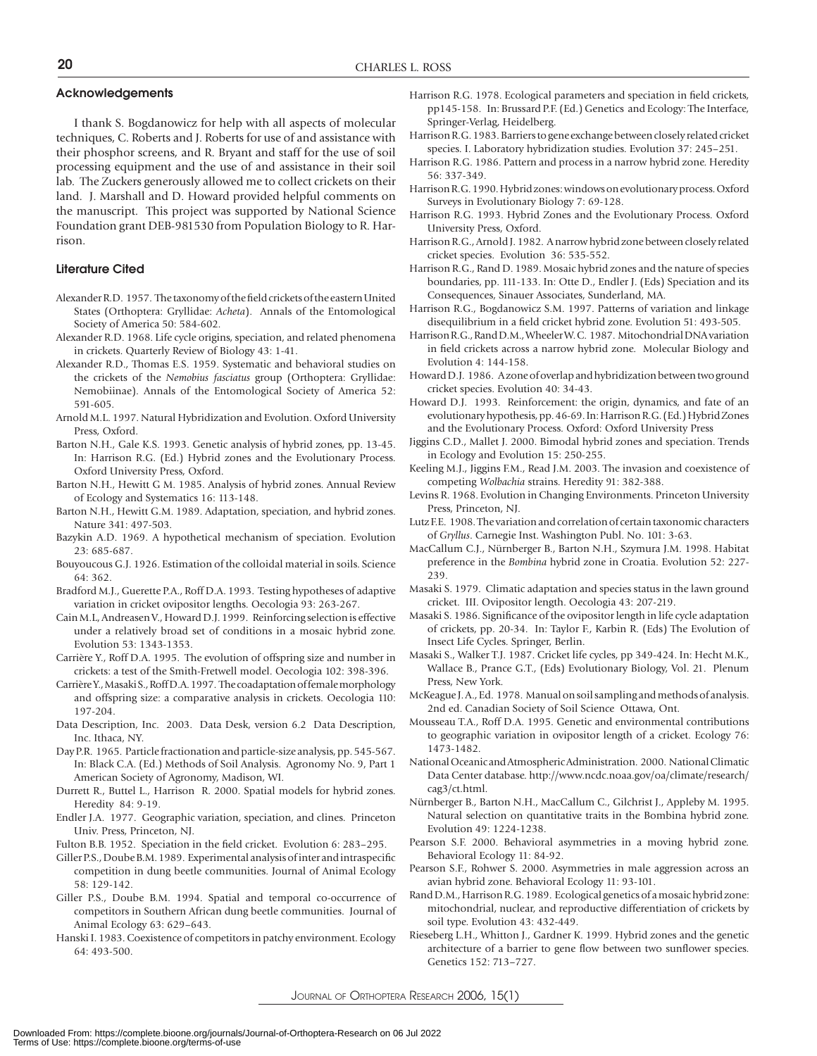## Acknowledgements

I thank S. Bogdanowicz for help with all aspects of molecular techniques, C. Roberts and J. Roberts for use of and assistance with their phosphor screens, and R. Bryant and staff for the use of soil processing equipment and the use of and assistance in their soil lab. The Zuckers generously allowed me to collect crickets on their land. J. Marshall and D. Howard provided helpful comments on the manuscript. This project was supported by National Science Foundation grant DEB-981530 from Population Biology to R. Harrison.

## Literature Cited

Alexander R.D. 1957. The taxonomy of the field crickets of the eastern United States (Orthoptera: Gryllidae: *Acheta*). Annals of the Entomological Society of America 50: 584-602.

Alexander R.D. 1968. Life cycle origins, speciation, and related phenomena in crickets. Quarterly Review of Biology 43: 1-41.

Alexander R.D., Thomas E.S. 1959. Systematic and behavioral studies on the crickets of the *Nemobius fasciatus* group (Orthoptera: Gryllidae: Nemobiinae). Annals of the Entomological Society of America 52: 591-605.

Arnold M.L. 1997. Natural Hybridization and Evolution. Oxford University Press, Oxford.

Barton N.H., Gale K.S. 1993. Genetic analysis of hybrid zones, pp. 13-45. In: Harrison R.G. (Ed.) Hybrid zones and the Evolutionary Process. Oxford University Press, Oxford.

Barton N.H., Hewitt G M. 1985. Analysis of hybrid zones. Annual Review of Ecology and Systematics 16: 113-148.

Barton N.H., Hewitt G.M. 1989. Adaptation, speciation, and hybrid zones. Nature 341: 497-503.

Bazykin A.D. 1969. A hypothetical mechanism of speciation. Evolution 23: 685-687.

Bouyoucous G.J. 1926. Estimation of the colloidal material in soils. Science 64: 362.

Bradford M.J., Guerette P.A., Roff D.A. 1993. Testing hypotheses of adaptive variation in cricket ovipositor lengths. Oecologia 93: 263-267.

Cain M.L, Andreasen V., Howard D.J. 1999. Reinforcing selection is effective under a relatively broad set of conditions in a mosaic hybrid zone. Evolution 53: 1343-1353.

Carrière Y., Roff D.A. 1995. The evolution of offspring size and number in crickets: a test of the Smith-Fretwell model. Oecologia 102: 398-396.

Carrière Y., Masaki S., Roff D.A. 1997. The coadaptation of female morphology and offspring size: a comparative analysis in crickets. Oecologia 110: 197-204.

Data Description, Inc. 2003. Data Desk, version 6.2 Data Description, Inc. Ithaca, NY.

Day P.R. 1965. Particle fractionation and particle-size analysis, pp. 545-567. In: Black C.A. (Ed.) Methods of Soil Analysis. Agronomy No. 9, Part 1 American Society of Agronomy, Madison, WI.

Durrett R., Buttel L., Harrison R. 2000. Spatial models for hybrid zones. Heredity 84: 9-19.

Endler J.A. 1977. Geographic variation, speciation, and clines. Princeton Univ. Press, Princeton, NJ.

Fulton B.B. 1952. Speciation in the field cricket. Evolution 6: 283–295.

Giller P.S., Doube B.M. 1989. Experimental analysis of inter and intraspecific competition in dung beetle communities. Journal of Animal Ecology 58: 129-142.

Giller P.S., Doube B.M. 1994. Spatial and temporal co-occurrence of competitors in Southern African dung beetle communities. Journal of Animal Ecology 63: 629–643.

Hanski I. 1983. Coexistence of competitors in patchy environment. Ecology 64: 493-500.

Harrison R.G. 1978. Ecological parameters and speciation in field crickets, pp145-158. In: Brussard P.F. (Ed.) Genetics and Ecology: The Interface, Springer-Verlag, Heidelberg.

Harrison R.G. 1983. Barriers to gene exchange between closely related cricket species. I. Laboratory hybridization studies. Evolution 37: 245–251.

Harrison R.G. 1986. Pattern and process in a narrow hybrid zone. Heredity 56: 337-349.

Harrison R.G. 1990. Hybrid zones: windows on evolutionary process. Oxford Surveys in Evolutionary Biology 7: 69-128.

Harrison R.G. 1993. Hybrid Zones and the Evolutionary Process. Oxford University Press, Oxford.

Harrison R.G., Arnold J. 1982. A narrow hybrid zone between closely related cricket species. Evolution 36: 535-552.

Harrison R.G., Rand D. 1989. Mosaic hybrid zones and the nature of species boundaries, pp. 111-133. In: Otte D., Endler J. (Eds) Speciation and its Consequences, Sinauer Associates, Sunderland, MA.

Harrison R.G., Bogdanowicz S.M. 1997. Patterns of variation and linkage disequilibrium in a field cricket hybrid zone. Evolution 51: 493-505.

Harrison R.G., Rand D.M., Wheeler W.C. 1987. Mitochondrial DNA variation in field crickets across a narrow hybrid zone. Molecular Biology and Evolution 4: 144-158.

Howard D.J. 1986. A zone of overlap and hybridization between two ground cricket species. Evolution 40: 34-43.

Howard D.J. 1993. Reinforcement: the origin, dynamics, and fate of an evolutionary hypothesis, pp. 46-69. In: Harrison R.G. (Ed.) Hybrid Zones and the Evolutionary Process. Oxford: Oxford University Press

Jiggins C.D., Mallet J. 2000. Bimodal hybrid zones and speciation. Trends in Ecology and Evolution 15: 250-255.

Keeling M.J., Jiggins F.M., Read J.M. 2003. The invasion and coexistence of competing *Wolbachia* strains. Heredity 91: 382-388.

Levins R. 1968. Evolution in Changing Environments. Princeton University Press, Princeton, NJ.

Lutz F.E. 1908. The variation and correlation of certain taxonomic characters of *Gryllus*. Carnegie Inst. Washington Publ. No. 101: 3-63.

MacCallum C.J., Nürnberger B., Barton N.H., Szymura J.M. 1998. Habitat preference in the *Bombina* hybrid zone in Croatia. Evolution 52: 227-239.

Masaki S. 1979. Climatic adaptation and species status in the lawn ground cricket. III. Ovipositor length. Oecologia 43: 207-219.

Masaki S. 1986. Significance of the ovipositor length in life cycle adaptation of crickets, pp. 20-34. In: Taylor F., Karbin R. (Eds) The Evolution of Insect Life Cycles. Springer, Berlin.

Masaki S., Walker T.J. 1987. Cricket life cycles, pp 349-424. In: Hecht M.K., Wallace B., Prance G.T., (Eds) Evolutionary Biology, Vol. 21. Plenum Press, New York.

McKeague J.A., Ed. 1978. Manual on soil sampling and methods of analysis. 2nd ed. Canadian Society of Soil Science Ottawa, Ont.

Mousseau T.A., Roff D.A. 1995. Genetic and environmental contributions to geographic variation in ovipositor length of a cricket. Ecology 76: 1473-1482.

National Oceanic and Atmospheric Administration. 2000. National Climatic Data Center database. http://www.ncdc.noaa.gov/oa/climate/research/cag3/ct.html.

Nürnberger B., Barton N.H., MacCallum C., Gilchrist J., Appleby M. 1995. Natural selection on quantitative traits in the Bombina hybrid zone. Evolution 49: 1224-1238.

Pearson S.F. 2000. Behavioral asymmetries in a moving hybrid zone. Behavioral Ecology 11: 84-92.

Pearson S.F., Rohwer S. 2000. Asymmetries in male aggression across an avian hybrid zone. Behavioral Ecology 11: 93-101.

Rand D.M., Harrison R.G. 1989. Ecological genetics of a mosaic hybrid zone: mitochondrial, nuclear, and reproductive differentiation of crickets by soil type. Evolution 43: 432-449.

Rieseberg L.H., Whitton J., Gardner K. 1999. Hybrid zones and the genetic architecture of a barrier to gene flow between two sunflower species. Genetics 152: 713–727.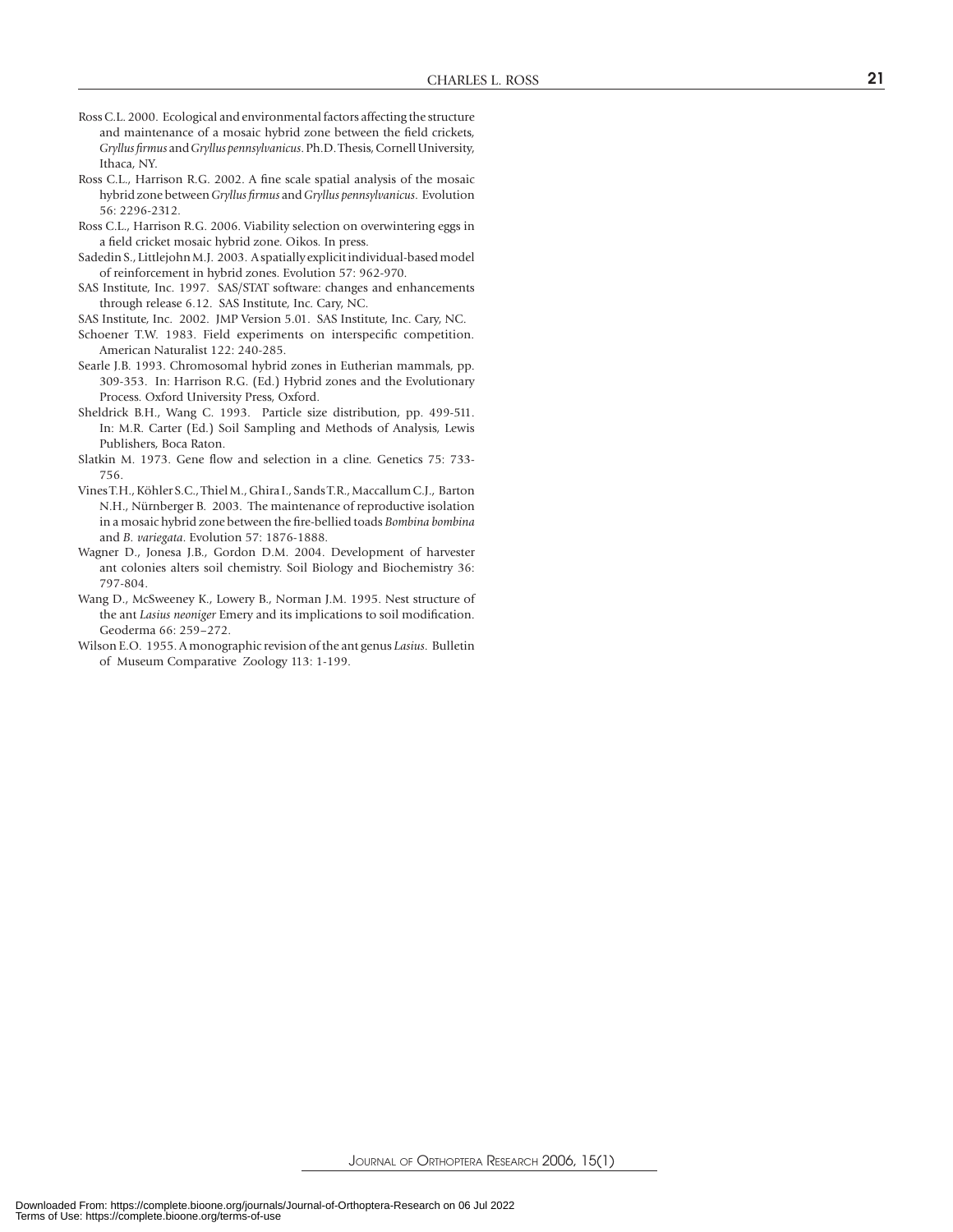Ross C.L. 2000. Ecological and environmental factors affecting the structure and maintenance of a mosaic hybrid zone between the field crickets, *Gryllus firmus* and *Gryllus pennsylvanicus*. Ph.D. Thesis, Cornell University, Ithaca, NY.

Ross C.L., Harrison R.G. 2002. A fine scale spatial analysis of the mosaic hybrid zone between *Gryllus firmus* and *Gryllus pennsylvanicus*. Evolution 56: 2296-2312.

Ross C.L., Harrison R.G. 2006. Viability selection on overwintering eggs in a field cricket mosaic hybrid zone. Oikos. In press.

Sadedin S., Littlejohn M.J. 2003. A spatially explicit individual-based model of reinforcement in hybrid zones. Evolution 57: 962-970.

SAS Institute, Inc. 1997. SAS/STAT software: changes and enhancements through release 6.12. SAS Institute, Inc. Cary, NC.

SAS Institute, Inc. 2002. JMP Version 5.01. SAS Institute, Inc. Cary, NC.

Schoener T.W. 1983. Field experiments on interspecific competition. American Naturalist 122: 240-285.

Searle J.B. 1993. Chromosomal hybrid zones in Eutherian mammals, pp. 309-353. In: Harrison R.G. (Ed.) Hybrid zones and the Evolutionary Process. Oxford University Press, Oxford.

Sheldrick B.H., Wang C. 1993. Particle size distribution, pp. 499-511. In: M.R. Carter (Ed.) Soil Sampling and Methods of Analysis, Lewis Publishers, Boca Raton.

Slatkin M. 1973. Gene flow and selection in a cline. Genetics 75: 733-756.

Vines T.H., Köhler S.C., Thiel M., Ghira I., Sands T.R., Maccallum C.J., Barton N.H., Nürnberger B. 2003. The maintenance of reproductive isolation in a mosaic hybrid zone between the fire-bellied toads *Bombina bombina* and *B. variegata*. Evolution 57: 1876-1888.

Wagner D., Jonesa J.B., Gordon D.M. 2004. Development of harvester ant colonies alters soil chemistry. Soil Biology and Biochemistry 36: 797-804.

Wang D., McSweeney K., Lowery B., Norman J.M. 1995. Nest structure of the ant *Lasius neoniger* Emery and its implications to soil modification. Geoderma 66: 259–272.

Wilson E.O. 1955. A monographic revision of the ant genus *Lasius*. Bulletin of Museum Comparative Zoology 113: 1-199.